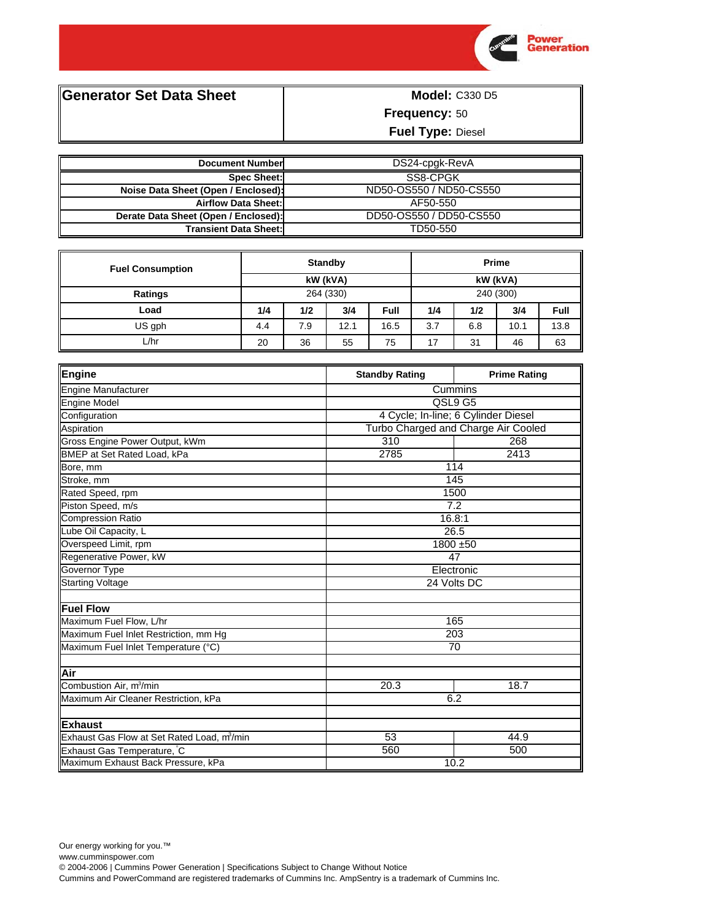# Generator Set Data Sheet

**Model:** C330 D5
**Frequency:** 50
**Fuel Type:** Diesel

| | |
|---|---|
| **Document Number** | DS24-cpgk-RevA |
| **Spec Sheet:** | SS8-CPGK |
| **Noise Data Sheet (Open / Enclosed):** | ND50-OS550 / ND50-CS550 |
| **Airflow Data Sheet:** | AF50-550 |
| **Derate Data Sheet (Open / Enclosed):** | DD50-OS550 / DD50-CS550 |
| **Transient Data Sheet:** | TD50-550 |

| **Fuel Consumption** | **Standby** | | | | **Prime** | | | |
|---|---|---|---|---|---|---|---|---|
| | **kW (kVA)** | | | | **kW (kVA)** | | | |
| **Ratings** | 264 (330) | | | | 240 (300) | | | |
| **Load** | **1/4** | **1/2** | **3/4** | **Full** | **1/4** | **1/2** | **3/4** | **Full** |
| US gph | 4.4 | 7.9 | 12.1 | 16.5 | 3.7 | 6.8 | 10.1 | 13.8 |
| L/hr | 20 | 36 | 55 | 75 | 17 | 31 | 46 | 63 |

| **Engine** | **Standby Rating** | **Prime Rating** |
|---|---|---|
| Engine Manufacturer | Cummins | |
| Engine Model | QSL9 G5 | |
| Configuration | 4 Cycle; In-line; 6 Cylinder Diesel | |
| Aspiration | Turbo Charged and Charge Air Cooled | |
| Gross Engine Power Output, kWm | 310 | 268 |
| BMEP at Set Rated Load, kPa | 2785 | 2413 |
| Bore, mm | 114 | |
| Stroke, mm | 145 | |
| Rated Speed, rpm | 1500 | |
| Piston Speed, m/s | 7.2 | |
| Compression Ratio | 16.8:1 | |
| Lube Oil Capacity, L | 26.5 | |
| Overspeed Limit, rpm | 1800 ±50 | |
| Regenerative Power, kW | 47 | |
| Governor Type | Electronic | |
| Starting Voltage | 24 Volts DC | |
| | | |
| **Fuel Flow** | | |
| Maximum Fuel Flow, L/hr | 165 | |
| Maximum Fuel Inlet Restriction, mm Hg | 203 | |
| Maximum Fuel Inlet Temperature (°C) | 70 | |
| | | |
| **Air** | | |
| Combustion Air, $m^3$/min | 20.3 | 18.7 |
| Maximum Air Cleaner Restriction, kPa | 6.2 | |
| | | |
| **Exhaust** | | |
| Exhaust Gas Flow at Set Rated Load, $m^3$/min | 53 | 44.9 |
| Exhaust Gas Temperature, °C | 560 | 500 |
| Maximum Exhaust Back Pressure, kPa | 10.2 | |

Our energy working for you.™
www.cumminspower.com
© 2004-2006 | Cummins Power Generation | Specifications Subject to Change Without Notice
Cummins and PowerCommand are registered trademarks of Cummins Inc. AmpSentry is a trademark of Cummins Inc.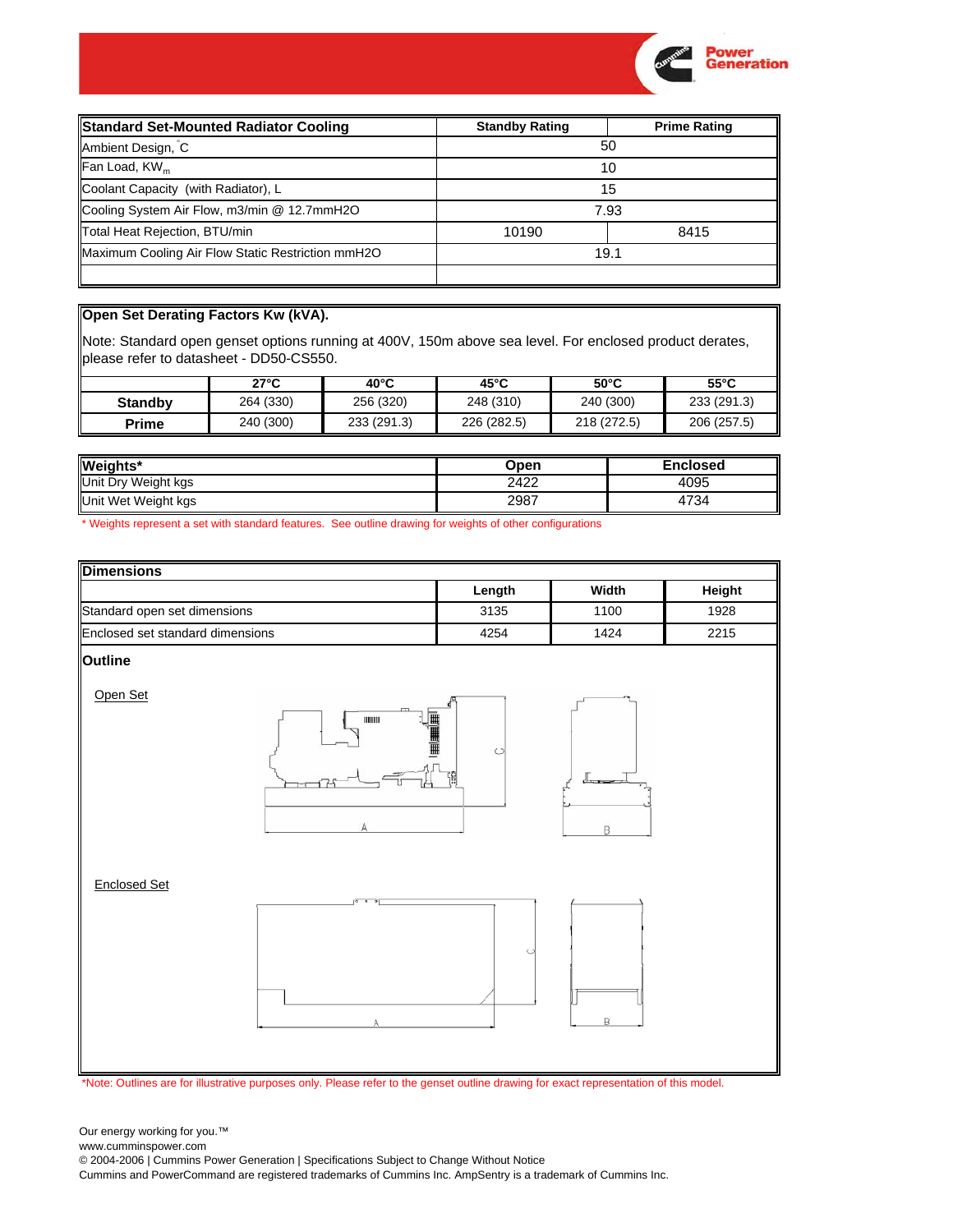| Standard Set-Mounted Radiator Cooling | Standby Rating | Prime Rating |
|---|---|---|
| Ambient Design, °C | 50 | |
| Fan Load, $KW_m$ | 10 | |
| Coolant Capacity (with Radiator), L | 15 | |
| Cooling System Air Flow, m3/min @ 12.7mmH2O | 7.93 | |
| Total Heat Rejection, BTU/min | 10190 | 8415 |
| Maximum Cooling Air Flow Static Restriction mmH2O | 19.1 | |
| | | |

**Open Set Derating Factors Kw (kVA).**

Note: Standard open genset options running at 400V, 150m above sea level. For enclosed product derates, please refer to datasheet - DD50-CS550.

| | 27°C | 40°C | 45°C | 50°C | 55°C |
|---|---|---|---|---|---|
| **Standby** | 264 (330) | 256 (320) | 248 (310) | 240 (300) | 233 (291.3) |
| **Prime** | 240 (300) | 233 (291.3) | 226 (282.5) | 218 (272.5) | 206 (257.5) |

| Weights* | Open | Enclosed |
|---|---|---|
| Unit Dry Weight kgs | 2422 | 4095 |
| Unit Wet Weight kgs | 2987 | 4734 |

* Weights represent a set with standard features. See outline drawing for weights of other configurations

**Dimensions**

| | Length | Width | Height |
|---|---|---|---|
| Standard open set dimensions | 3135 | 1100 | 1928 |
| Enclosed set standard dimensions | 4254 | 1424 | 2215 |

**Outline**

Open Set

Enclosed Set

*Note: Outlines are for illustrative purposes only. Please refer to the genset outline drawing for exact representation of this model.

Our energy working for you.™
www.cumminspower.com
© 2004-2006 | Cummins Power Generation | Specifications Subject to Change Without Notice
Cummins and PowerCommand are registered trademarks of Cummins Inc. AmpSentry is a trademark of Cummins Inc.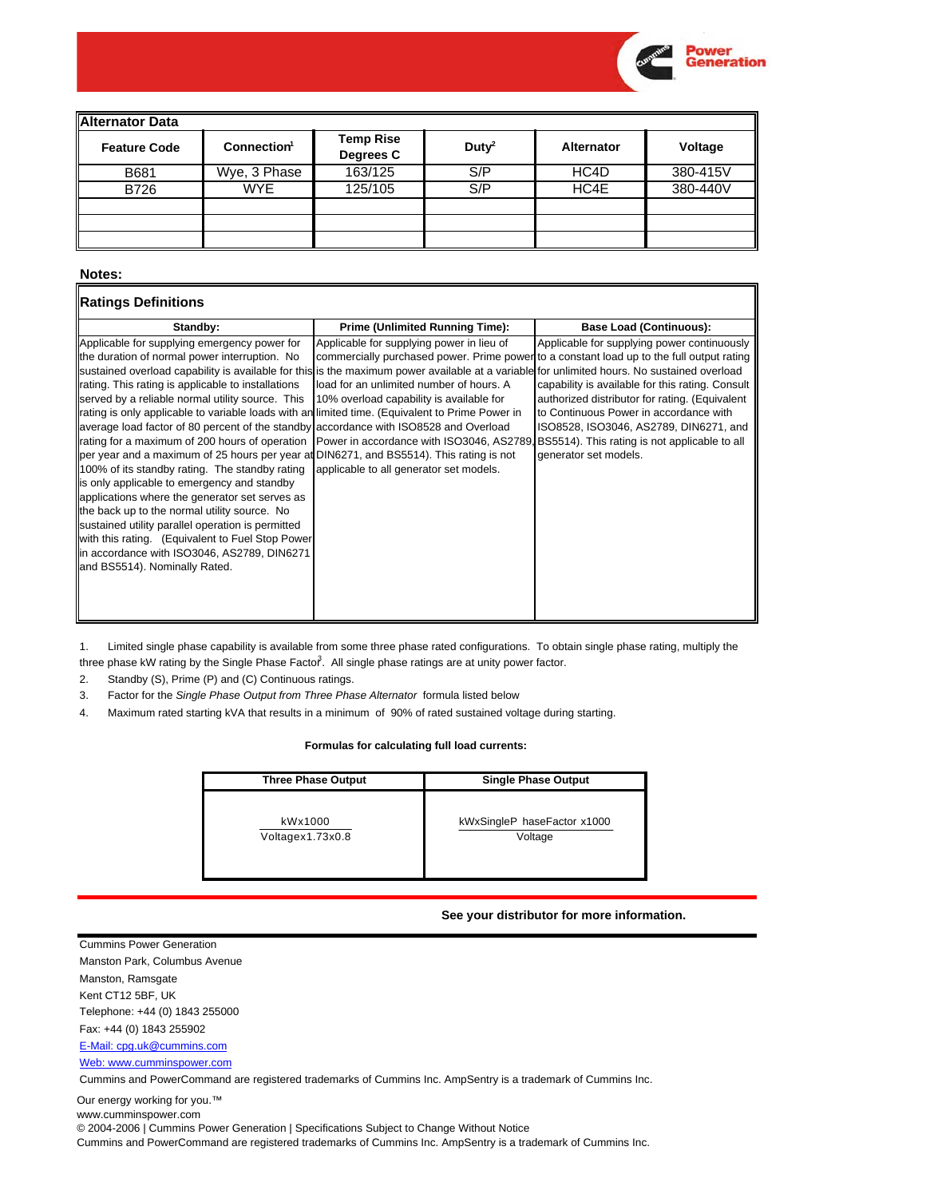## Alternator Data

| Feature Code | Connection[1] | Temp Rise Degrees C | Duty[2] | Alternator | Voltage |
|---|---|---|---|---|---|
| B681 | Wye, 3 Phase | 163/125 | S/P | HC4D | 380-415V |
| B726 | WYE | 125/105 | S/P | HC4E | 380-440V |
| | | | | | |
| | | | | | |
| | | | | | |

**Notes:**

## Ratings Definitions

| Standby: | Prime (Unlimited Running Time): | Base Load (Continuous): |
|---|---|---|
| Applicable for supplying emergency power for the duration of normal power interruption. No sustained overload capability is available for this rating. This rating is applicable to installations served by a reliable normal utility source. This rating is only applicable to variable loads with an average load factor of 80 percent of the standby rating for a maximum of 200 hours of operation per year and a maximum of 25 hours per year at 100% of its standby rating. The standby rating is only applicable to emergency and standby applications where the generator set serves as the back up to the normal utility source. No sustained utility parallel operation is permitted with this rating. (Equivalent to Fuel Stop Power in accordance with ISO3046, AS2789, DIN6271 and BS5514). Nominally Rated. | Applicable for supplying power in lieu of commercially purchased power. Prime power is the maximum power available at a variable load for an unlimited number of hours. A 10% overload capability is available for limited time. (Equivalent to Prime Power in accordance with ISO8528 and Overload Power in accordance with ISO3046, AS2789, DIN6271, and BS5514). This rating is not applicable to all generator set models. | Applicable for supplying power continuously to a constant load up to the full output rating for unlimited hours. No sustained overload capability is available for this rating. Consult authorized distributor for rating. (Equivalent to Continuous Power in accordance with ISO8528, ISO3046, AS2789, DIN6271, and BS5514). This rating is not applicable to all generator set models. |

1. Limited single phase capability is available from some three phase rated configurations. To obtain single phase rating, multiply the three phase kW rating by the Single Phase Factor[3]. All single phase ratings are at unity power factor.
2. Standby (S), Prime (P) and (C) Continuous ratings.
3. Factor for the *Single Phase Output from Three Phase Alternator* formula listed below
4. Maximum rated starting kVA that results in a minimum of 90% of rated sustained voltage during starting.

**Formulas for calculating full load currents:**

| Three Phase Output | Single Phase Output |
|---|---|
| $\frac{kW \times 1000}{Voltage \times 1.73 \times 0.8}$ | $\frac{kW \times SinglePhaseFactor \times 1000}{Voltage}$ |

**See your distributor for more information.**

Cummins Power Generation
Manston Park, Columbus Avenue
Manston, Ramsgate
Kent CT12 5BF, UK
Telephone: +44 (0) 1843 255000
Fax: +44 (0) 1843 255902
E-Mail: cpg.uk@cummins.com
Web: www.cumminspower.com

Cummins and PowerCommand are registered trademarks of Cummins Inc. AmpSentry is a trademark of Cummins Inc.

Our energy working for you.™
www.cumminspower.com
© 2004-2006 | Cummins Power Generation | Specifications Subject to Change Without Notice
Cummins and PowerCommand are registered trademarks of Cummins Inc. AmpSentry is a trademark of Cummins Inc.